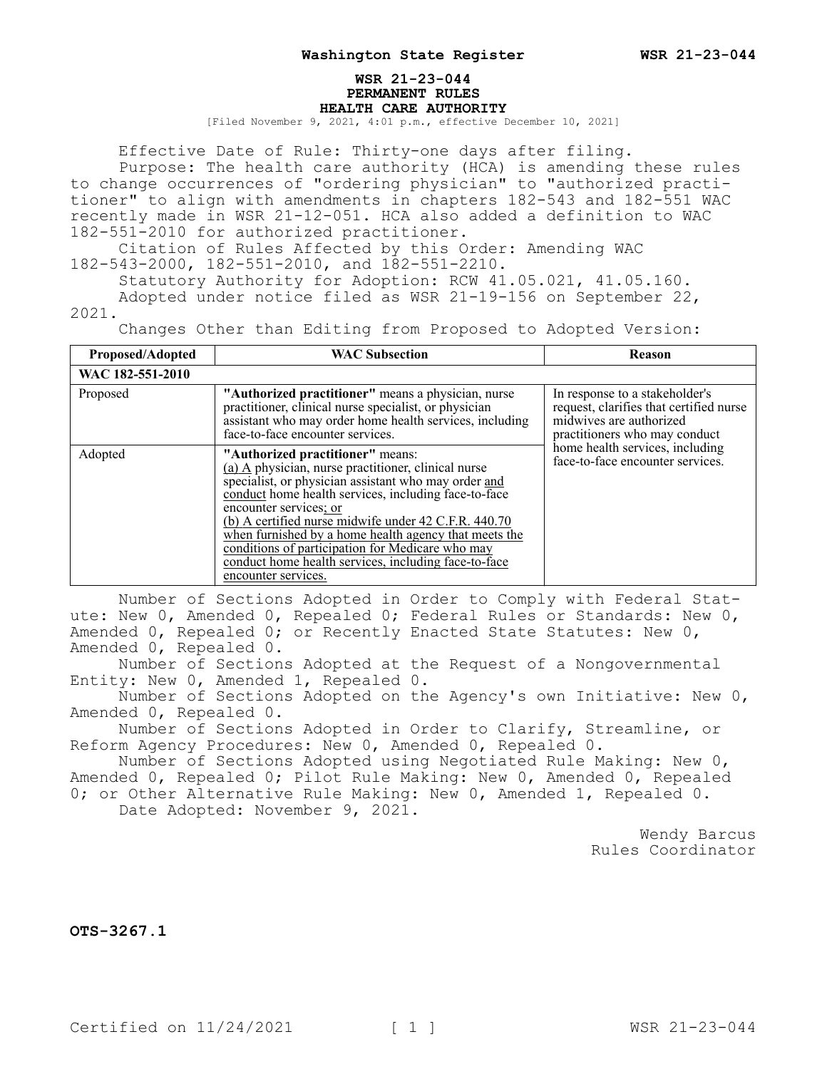**WSR 21-23-044**
**PERMANENT RULES**
**HEALTH CARE AUTHORITY**

[Filed November 9, 2021, 4:01 p.m., effective December 10, 2021]

Effective Date of Rule: Thirty-one days after filing.

Purpose: The health care authority (HCA) is amending these rules to change occurrences of "ordering physician" to "authorized practitioner" to align with amendments in chapters 182-543 and 182-551 WAC recently made in WSR 21-12-051. HCA also added a definition to WAC 182-551-2010 for authorized practitioner.

Citation of Rules Affected by this Order: Amending WAC 182-543-2000, 182-551-2010, and 182-551-2210.

Statutory Authority for Adoption: RCW 41.05.021, 41.05.160.

Adopted under notice filed as WSR 21-19-156 on September 22, 2021.

Changes Other than Editing from Proposed to Adopted Version:

| Proposed/Adopted | WAC Subsection | Reason |
|---|---|---|
| **WAC 182-551-2010** | | |
| Proposed | **"Authorized practitioner"** means a physician, nurse practitioner, clinical nurse specialist, or physician assistant who may order home health services, including face-to-face encounter services. | In response to a stakeholder's request, clarifies that certified nurse midwives are authorized practitioners who may conduct home health services, including face-to-face encounter services. |
| Adopted | **"Authorized practitioner"** means:<br>(a) A physician, nurse practitioner, clinical nurse specialist, or physician assistant who may order and conduct home health services, including face-to-face encounter services; or<br>(b) A certified nurse midwife under 42 C.F.R. 440.70 when furnished by a home health agency that meets the conditions of participation for Medicare who may conduct home health services, including face-to-face encounter services. | |

Number of Sections Adopted in Order to Comply with Federal Statute: New 0, Amended 0, Repealed 0; Federal Rules or Standards: New 0, Amended 0, Repealed 0; or Recently Enacted State Statutes: New 0, Amended 0, Repealed 0.

Number of Sections Adopted at the Request of a Nongovernmental Entity: New 0, Amended 1, Repealed 0.

Number of Sections Adopted on the Agency's own Initiative: New 0, Amended 0, Repealed 0.

Number of Sections Adopted in Order to Clarify, Streamline, or Reform Agency Procedures: New 0, Amended 0, Repealed 0.

Number of Sections Adopted using Negotiated Rule Making: New 0, Amended 0, Repealed 0; Pilot Rule Making: New 0, Amended 0, Repealed 0; or Other Alternative Rule Making: New 0, Amended 1, Repealed 0.

Date Adopted: November 9, 2021.

Wendy Barcus
Rules Coordinator

**OTS-3267.1**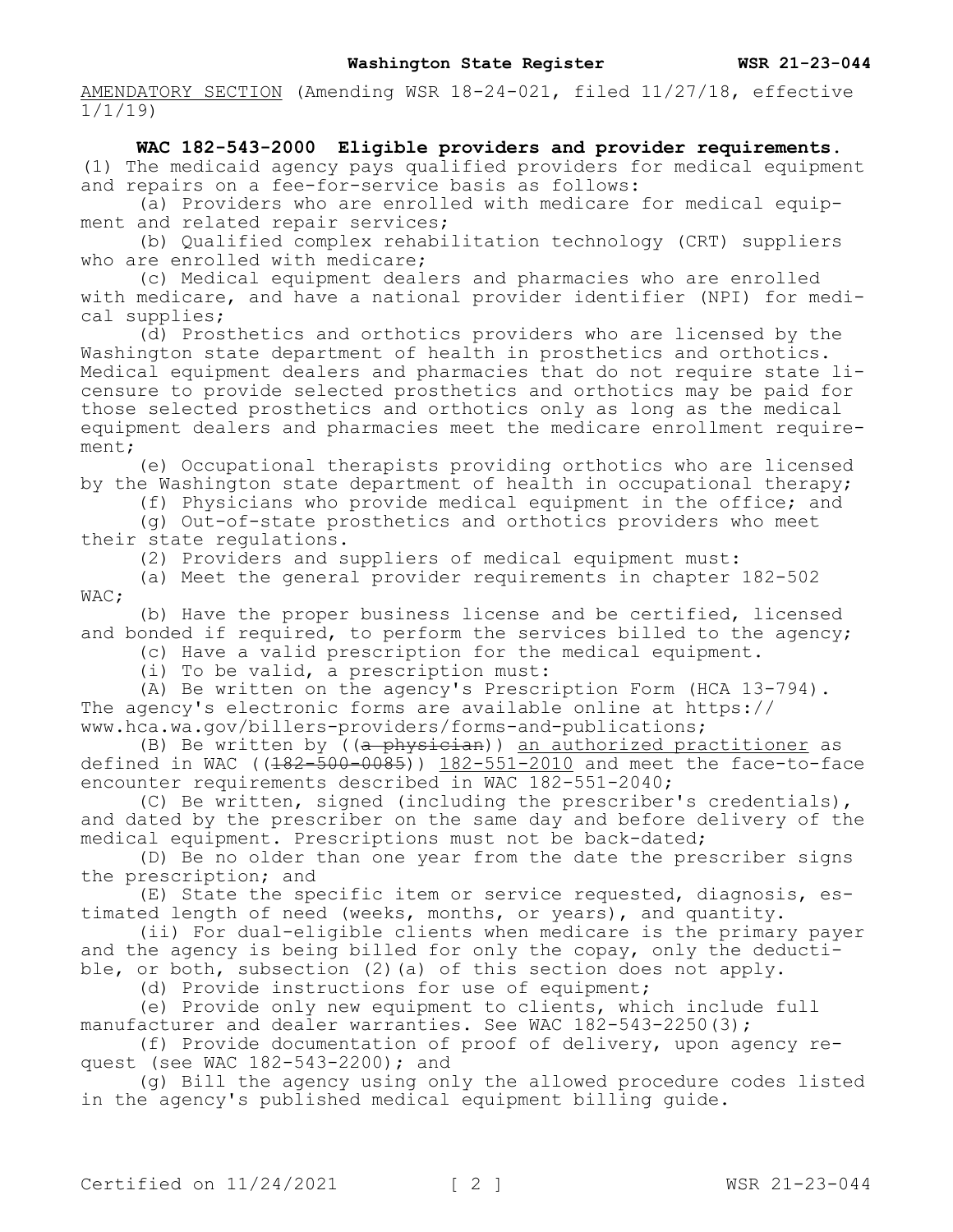AMENDATORY SECTION (Amending WSR 18-24-021, filed 11/27/18, effective 1/1/19)

**WAC 182-543-2000 Eligible providers and provider requirements.** (1) The medicaid agency pays qualified providers for medical equipment and repairs on a fee-for-service basis as follows:

(a) Providers who are enrolled with medicare for medical equipment and related repair services;

(b) Qualified complex rehabilitation technology (CRT) suppliers who are enrolled with medicare;

(c) Medical equipment dealers and pharmacies who are enrolled with medicare, and have a national provider identifier (NPI) for medical supplies;

(d) Prosthetics and orthotics providers who are licensed by the Washington state department of health in prosthetics and orthotics. Medical equipment dealers and pharmacies that do not require state licensure to provide selected prosthetics and orthotics may be paid for those selected prosthetics and orthotics only as long as the medical equipment dealers and pharmacies meet the medicare enrollment requirement;

(e) Occupational therapists providing orthotics who are licensed by the Washington state department of health in occupational therapy;

(f) Physicians who provide medical equipment in the office; and

(g) Out-of-state prosthetics and orthotics providers who meet their state regulations.

(2) Providers and suppliers of medical equipment must:

(a) Meet the general provider requirements in chapter 182-502 WAC;

(b) Have the proper business license and be certified, licensed and bonded if required, to perform the services billed to the agency;

(c) Have a valid prescription for the medical equipment.

(i) To be valid, a prescription must:

(A) Be written on the agency's Prescription Form (HCA 13-794). The agency's electronic forms are available online at https://www.hca.wa.gov/billers-providers/forms-and-publications;

(B) Be written by ((~~a physician~~)) <u>an authorized practitioner</u> as defined in WAC ((~~182-500-0085~~)) <u>182-551-2010</u> and meet the face-to-face encounter requirements described in WAC 182-551-2040;

(C) Be written, signed (including the prescriber's credentials), and dated by the prescriber on the same day and before delivery of the medical equipment. Prescriptions must not be back-dated;

(D) Be no older than one year from the date the prescriber signs the prescription; and

(E) State the specific item or service requested, diagnosis, estimated length of need (weeks, months, or years), and quantity.

(ii) For dual-eligible clients when medicare is the primary payer and the agency is being billed for only the copay, only the deductible, or both, subsection (2)(a) of this section does not apply.

(d) Provide instructions for use of equipment;

(e) Provide only new equipment to clients, which include full manufacturer and dealer warranties. See WAC 182-543-2250(3);

(f) Provide documentation of proof of delivery, upon agency request (see WAC 182-543-2200); and

(g) Bill the agency using only the allowed procedure codes listed in the agency's published medical equipment billing guide.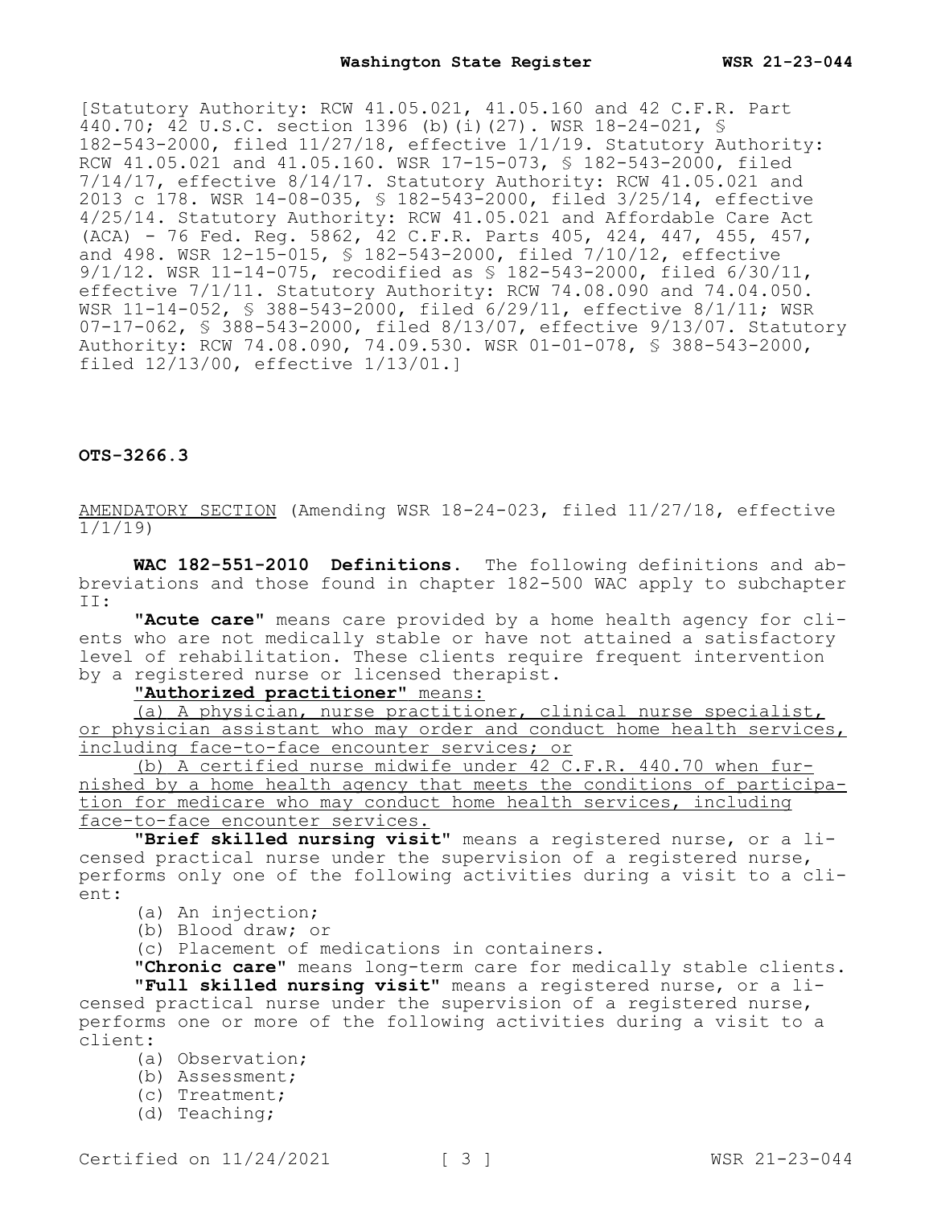[Statutory Authority: RCW 41.05.021, 41.05.160 and 42 C.F.R. Part 440.70; 42 U.S.C. section 1396 (b)(i)(27). WSR 18-24-021, § 182-543-2000, filed 11/27/18, effective 1/1/19. Statutory Authority: RCW 41.05.021 and 41.05.160. WSR 17-15-073, § 182-543-2000, filed 7/14/17, effective 8/14/17. Statutory Authority: RCW 41.05.021 and 2013 c 178. WSR 14-08-035, § 182-543-2000, filed 3/25/14, effective 4/25/14. Statutory Authority: RCW 41.05.021 and Affordable Care Act (ACA) - 76 Fed. Reg. 5862, 42 C.F.R. Parts 405, 424, 447, 455, 457, and 498. WSR 12-15-015, § 182-543-2000, filed 7/10/12, effective 9/1/12. WSR 11-14-075, recodified as § 182-543-2000, filed 6/30/11, effective 7/1/11. Statutory Authority: RCW 74.08.090 and 74.04.050. WSR 11-14-052, § 388-543-2000, filed 6/29/11, effective 8/1/11; WSR 07-17-062, § 388-543-2000, filed 8/13/07, effective 9/13/07. Statutory Authority: RCW 74.08.090, 74.09.530. WSR 01-01-078, § 388-543-2000, filed 12/13/00, effective 1/13/01.]

**OTS-3266.3**

AMENDATORY SECTION (Amending WSR 18-24-023, filed 11/27/18, effective 1/1/19)

**WAC 182-551-2010 Definitions.** The following definitions and abbreviations and those found in chapter 182-500 WAC apply to subchapter II:

**"Acute care"** means care provided by a home health agency for clients who are not medically stable or have not attained a satisfactory level of rehabilitation. These clients require frequent intervention by a registered nurse or licensed therapist.

**"Authorized practitioner"** means:

(a) A physician, nurse practitioner, clinical nurse specialist, or physician assistant who may order and conduct home health services, including face-to-face encounter services; or

(b) A certified nurse midwife under 42 C.F.R. 440.70 when furnished by a home health agency that meets the conditions of participation for medicare who may conduct home health services, including face-to-face encounter services.

**"Brief skilled nursing visit"** means a registered nurse, or a licensed practical nurse under the supervision of a registered nurse, performs only one of the following activities during a visit to a client:

(a) An injection;

(b) Blood draw; or

(c) Placement of medications in containers.

**"Chronic care"** means long-term care for medically stable clients.

**"Full skilled nursing visit"** means a registered nurse, or a licensed practical nurse under the supervision of a registered nurse, performs one or more of the following activities during a visit to a client:

(a) Observation;

(b) Assessment;

(c) Treatment;

(d) Teaching;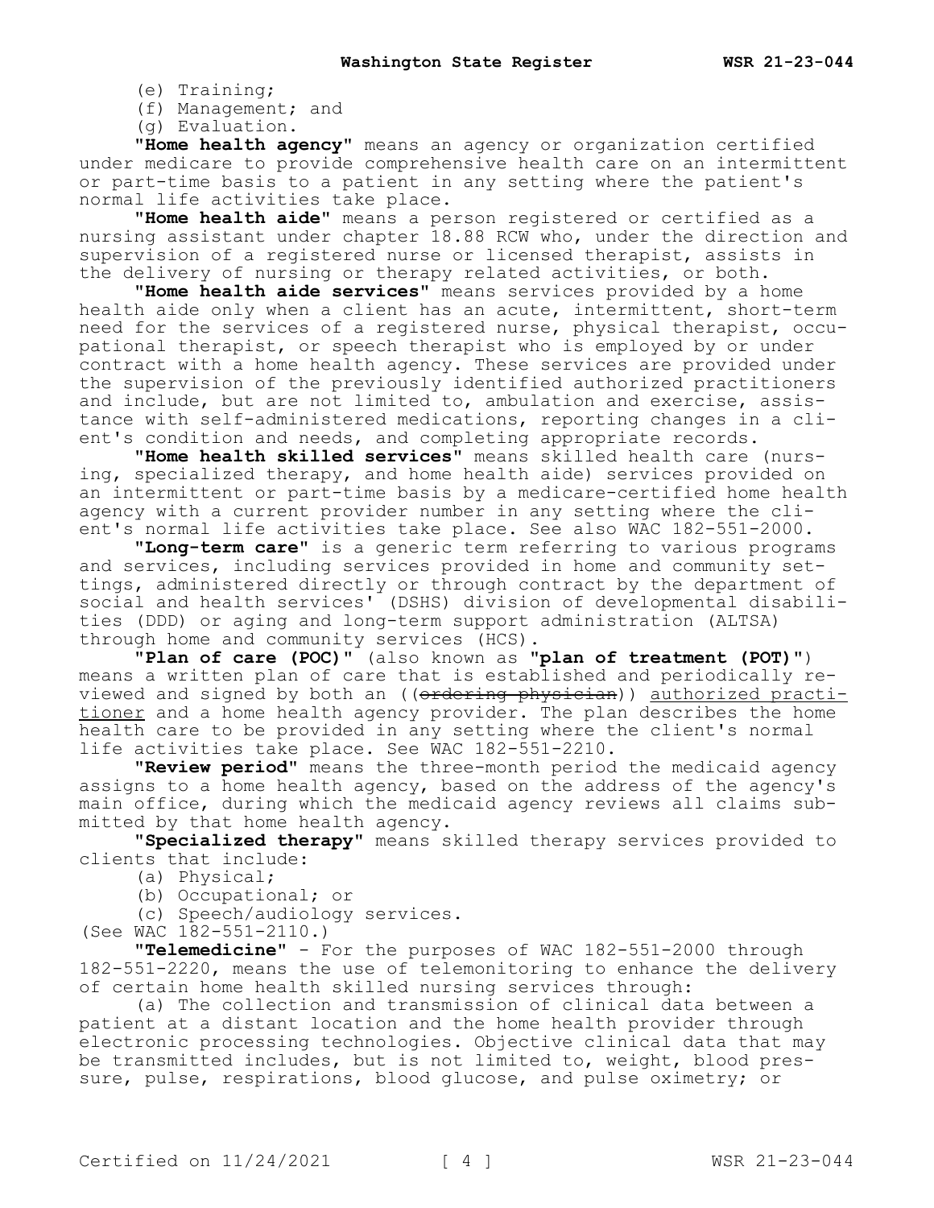(e) Training;

(f) Management; and

(g) Evaluation.

"**Home health agency**" means an agency or organization certified under medicare to provide comprehensive health care on an intermittent or part-time basis to a patient in any setting where the patient's normal life activities take place.

"**Home health aide**" means a person registered or certified as a nursing assistant under chapter 18.88 RCW who, under the direction and supervision of a registered nurse or licensed therapist, assists in the delivery of nursing or therapy related activities, or both.

"**Home health aide services**" means services provided by a home health aide only when a client has an acute, intermittent, short-term need for the services of a registered nurse, physical therapist, occupational therapist, or speech therapist who is employed by or under contract with a home health agency. These services are provided under the supervision of the previously identified authorized practitioners and include, but are not limited to, ambulation and exercise, assistance with self-administered medications, reporting changes in a client's condition and needs, and completing appropriate records.

"**Home health skilled services**" means skilled health care (nursing, specialized therapy, and home health aide) services provided on an intermittent or part-time basis by a medicare-certified home health agency with a current provider number in any setting where the client's normal life activities take place. See also WAC 182-551-2000.

"**Long-term care**" is a generic term referring to various programs and services, including services provided in home and community settings, administered directly or through contract by the department of social and health services' (DSHS) division of developmental disabilities (DDD) or aging and long-term support administration (ALTSA) through home and community services (HCS).

"**Plan of care (POC)**" (also known as "**plan of treatment (POT)**") means a written plan of care that is established and periodically reviewed and signed by both an ((~~ordering physician~~)) <u>authorized practitioner</u> and a home health agency provider. The plan describes the home health care to be provided in any setting where the client's normal life activities take place. See WAC 182-551-2210.

"**Review period**" means the three-month period the medicaid agency assigns to a home health agency, based on the address of the agency's main office, during which the medicaid agency reviews all claims submitted by that home health agency.

"**Specialized therapy**" means skilled therapy services provided to clients that include:

(a) Physical;

(b) Occupational; or

(c) Speech/audiology services.

(See WAC 182-551-2110.)

"**Telemedicine**" - For the purposes of WAC 182-551-2000 through 182-551-2220, means the use of telemonitoring to enhance the delivery of certain home health skilled nursing services through:

(a) The collection and transmission of clinical data between a patient at a distant location and the home health provider through electronic processing technologies. Objective clinical data that may be transmitted includes, but is not limited to, weight, blood pressure, pulse, respirations, blood glucose, and pulse oximetry; or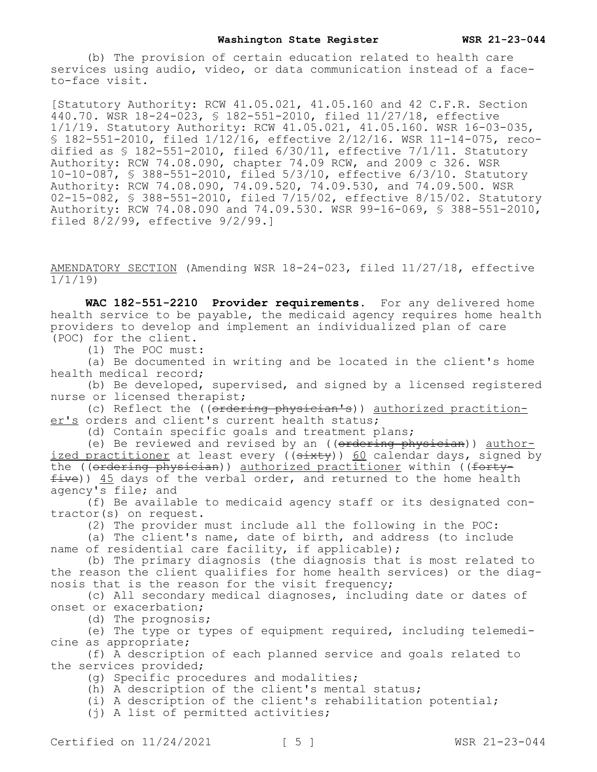(b) The provision of certain education related to health care services using audio, video, or data communication instead of a face-to-face visit.

[Statutory Authority: RCW 41.05.021, 41.05.160 and 42 C.F.R. Section 440.70. WSR 18-24-023, § 182-551-2010, filed 11/27/18, effective 1/1/19. Statutory Authority: RCW 41.05.021, 41.05.160. WSR 16-03-035, § 182-551-2010, filed 1/12/16, effective 2/12/16. WSR 11-14-075, recodified as § 182-551-2010, filed 6/30/11, effective 7/1/11. Statutory Authority: RCW 74.08.090, chapter 74.09 RCW, and 2009 c 326. WSR 10-10-087, § 388-551-2010, filed 5/3/10, effective 6/3/10. Statutory Authority: RCW 74.08.090, 74.09.520, 74.09.530, and 74.09.500. WSR 02-15-082, § 388-551-2010, filed 7/15/02, effective 8/15/02. Statutory Authority: RCW 74.08.090 and 74.09.530. WSR 99-16-069, § 388-551-2010, filed 8/2/99, effective 9/2/99.]

AMENDATORY SECTION (Amending WSR 18-24-023, filed 11/27/18, effective 1/1/19)

**WAC 182-551-2210 Provider requirements.** For any delivered home health service to be payable, the medicaid agency requires home health providers to develop and implement an individualized plan of care (POC) for the client.

(1) The POC must:

(a) Be documented in writing and be located in the client's home health medical record;

(b) Be developed, supervised, and signed by a licensed registered nurse or licensed therapist;

(c) Reflect the ((~~ordering physician's~~)) authorized practitioner's orders and client's current health status;

(d) Contain specific goals and treatment plans;

(e) Be reviewed and revised by an ((~~ordering physician~~)) authorized practitioner at least every ((~~sixty~~)) 60 calendar days, signed by the ((~~ordering physician~~)) authorized practitioner within ((~~forty-five~~)) 45 days of the verbal order, and returned to the home health agency's file; and

(f) Be available to medicaid agency staff or its designated contractor(s) on request.

(2) The provider must include all the following in the POC:

(a) The client's name, date of birth, and address (to include name of residential care facility, if applicable);

(b) The primary diagnosis (the diagnosis that is most related to the reason the client qualifies for home health services) or the diagnosis that is the reason for the visit frequency;

(c) All secondary medical diagnoses, including date or dates of onset or exacerbation;

(d) The prognosis;

(e) The type or types of equipment required, including telemedicine as appropriate;

(f) A description of each planned service and goals related to the services provided;

(g) Specific procedures and modalities;

(h) A description of the client's mental status;

(i) A description of the client's rehabilitation potential;

(j) A list of permitted activities;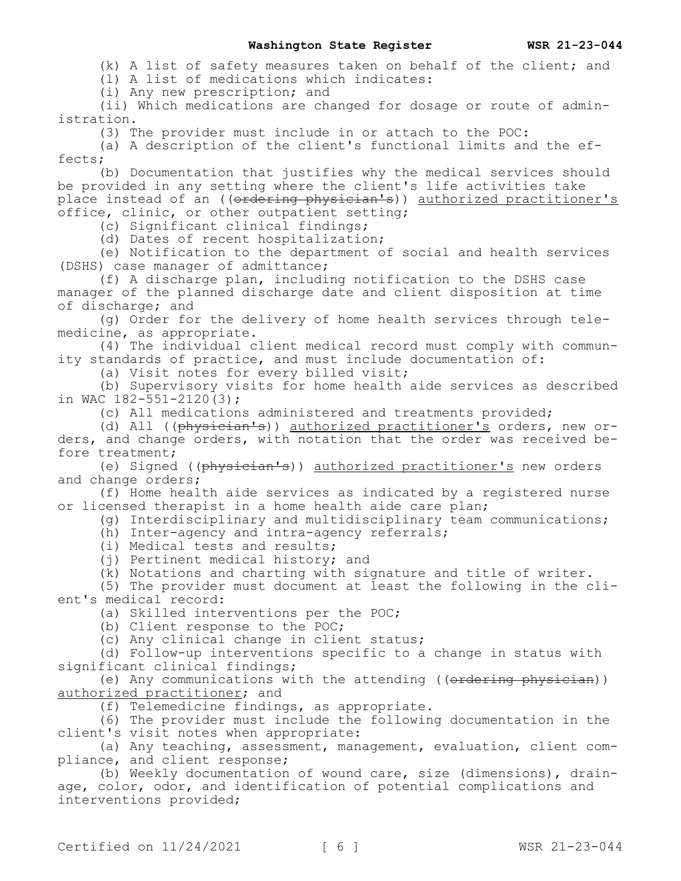(k) A list of safety measures taken on behalf of the client; and

(l) A list of medications which indicates:

(i) Any new prescription; and

(ii) Which medications are changed for dosage or route of administration.

(3) The provider must include in or attach to the POC:

(a) A description of the client's functional limits and the effects;

(b) Documentation that justifies why the medical services should be provided in any setting where the client's life activities take place instead of an ((~~ordering physician's~~)) authorized practitioner's office, clinic, or other outpatient setting;

(c) Significant clinical findings;

(d) Dates of recent hospitalization;

(e) Notification to the department of social and health services (DSHS) case manager of admittance;

(f) A discharge plan, including notification to the DSHS case manager of the planned discharge date and client disposition at time of discharge; and

(g) Order for the delivery of home health services through telemedicine, as appropriate.

(4) The individual client medical record must comply with community standards of practice, and must include documentation of:

(a) Visit notes for every billed visit;

(b) Supervisory visits for home health aide services as described in WAC 182-551-2120(3);

(c) All medications administered and treatments provided;

(d) All ((~~physician's~~)) authorized practitioner's orders, new orders, and change orders, with notation that the order was received before treatment;

(e) Signed ((~~physician's~~)) authorized practitioner's new orders and change orders;

(f) Home health aide services as indicated by a registered nurse or licensed therapist in a home health aide care plan;

(g) Interdisciplinary and multidisciplinary team communications;

(h) Inter-agency and intra-agency referrals;

(i) Medical tests and results;

(j) Pertinent medical history; and

(k) Notations and charting with signature and title of writer.

(5) The provider must document at least the following in the client's medical record:

(a) Skilled interventions per the POC;

(b) Client response to the POC;

(c) Any clinical change in client status;

(d) Follow-up interventions specific to a change in status with significant clinical findings;

(e) Any communications with the attending ((~~ordering physician~~)) authorized practitioner; and

(f) Telemedicine findings, as appropriate.

(6) The provider must include the following documentation in the client's visit notes when appropriate:

(a) Any teaching, assessment, management, evaluation, client compliance, and client response;

(b) Weekly documentation of wound care, size (dimensions), drainage, color, odor, and identification of potential complications and interventions provided;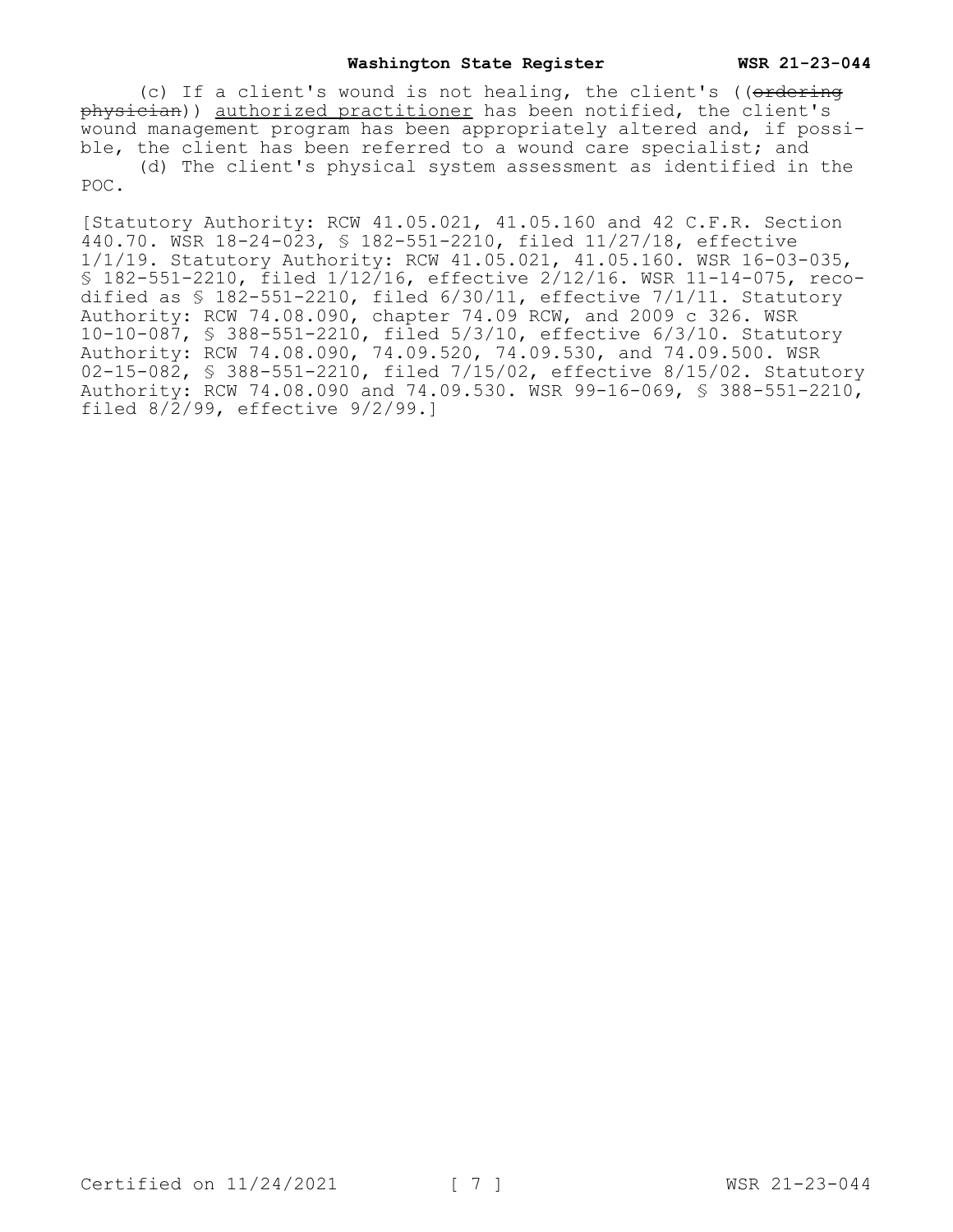(c) If a client's wound is not healing, the client's ((~~ordering physician~~)) <u>authorized practitioner</u> has been notified, the client's wound management program has been appropriately altered and, if possible, the client has been referred to a wound care specialist; and

(d) The client's physical system assessment as identified in the POC.

[Statutory Authority: RCW 41.05.021, 41.05.160 and 42 C.F.R. Section 440.70. WSR 18-24-023, § 182-551-2210, filed 11/27/18, effective 1/1/19. Statutory Authority: RCW 41.05.021, 41.05.160. WSR 16-03-035, § 182-551-2210, filed 1/12/16, effective 2/12/16. WSR 11-14-075, recodified as § 182-551-2210, filed 6/30/11, effective 7/1/11. Statutory Authority: RCW 74.08.090, chapter 74.09 RCW, and 2009 c 326. WSR 10-10-087, § 388-551-2210, filed 5/3/10, effective 6/3/10. Statutory Authority: RCW 74.08.090, 74.09.520, 74.09.530, and 74.09.500. WSR 02-15-082, § 388-551-2210, filed 7/15/02, effective 8/15/02. Statutory Authority: RCW 74.08.090 and 74.09.530. WSR 99-16-069, § 388-551-2210, filed 8/2/99, effective 9/2/99.]